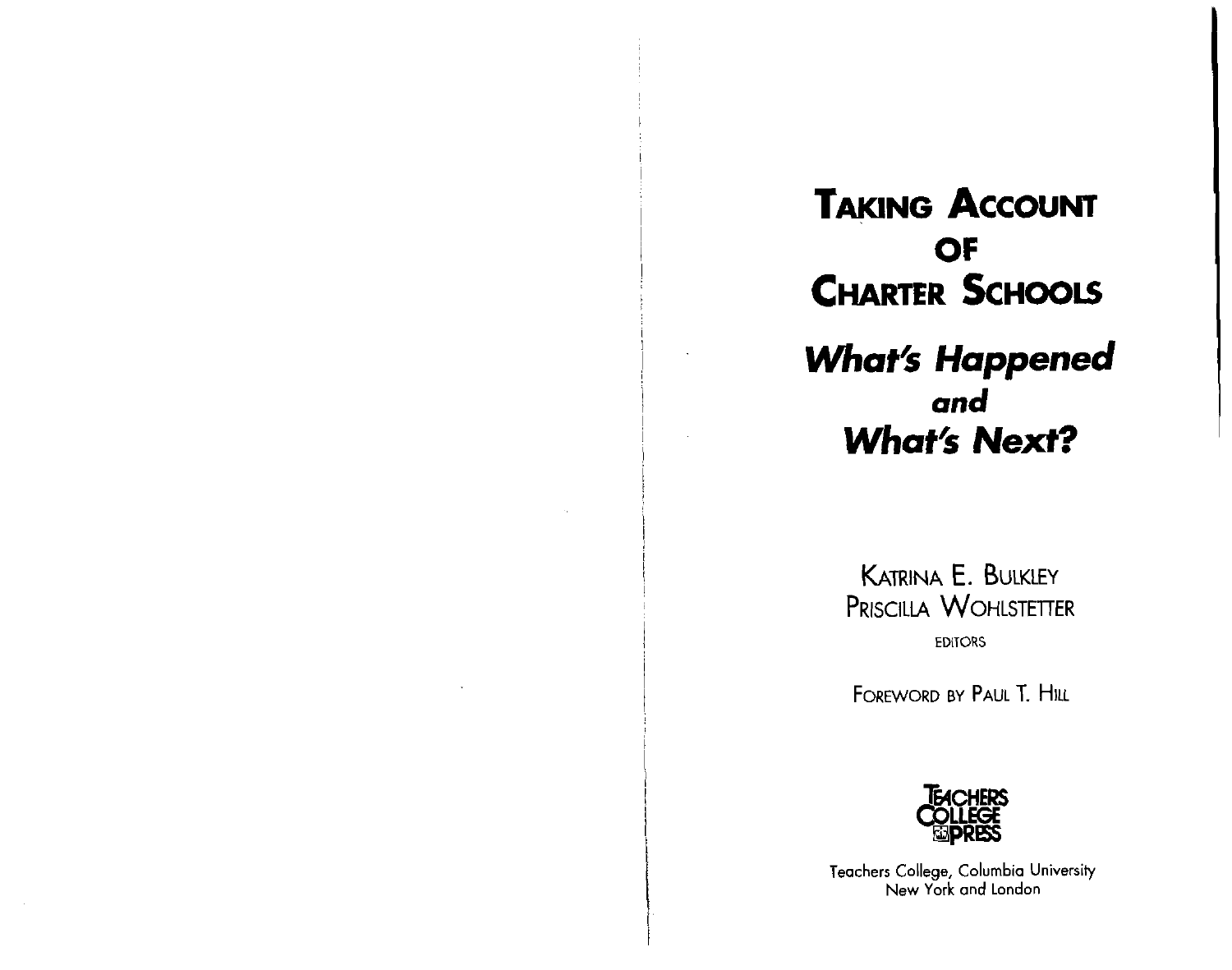# Taking Account of Charter Schools

## *What's Happened and What's Next?*

Katrina E. Bulkley
Priscilla Wohlstetter

EDITORS

Foreword by Paul T. Hill

Teachers College Press

Teachers College, Columbia University
New York and London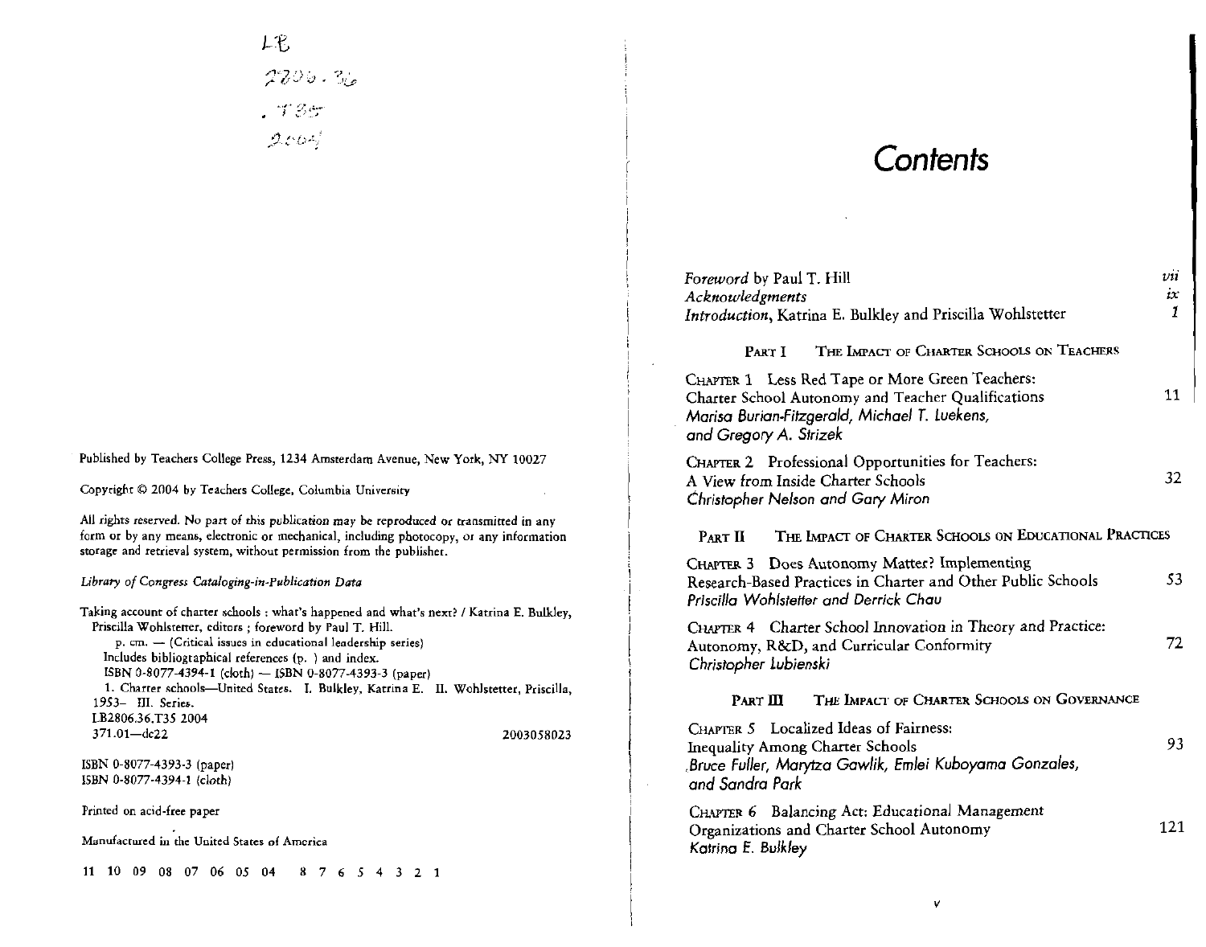LB
2806.36
.T35
2004

Published by Teachers College Press, 1234 Amsterdam Avenue, New York, NY 10027

Copyright © 2004 by Teachers College, Columbia University

All rights reserved. No part of this publication may be reproduced or transmitted in any form or by any means, electronic or mechanical, including photocopy, or any information storage and retrieval system, without permission from the publisher.

*Library of Congress Cataloging-in-Publication Data*

Taking account of charter schools : what's happened and what's next? / Katrina E. Bulkley, Priscilla Wohlstetter, editors ; foreword by Paul T. Hill.
p. cm. — (Critical issues in educational leadership series)
Includes bibliographical references (p. ) and index.
ISBN 0-8077-4394-1 (cloth) — ISBN 0-8077-4393-3 (paper)
1. Charter schools—United States. I. Bulkley, Katrina E. II. Wohlstetter, Priscilla, 1953– III. Series.
LB2806.36.T35 2004
371.01—dc22 2003058023

ISBN 0-8077-4393-3 (paper)
ISBN 0-8077-4394-1 (cloth)

Printed on acid-free paper

Manufactured in the United States of America

11 10 09 08 07 06 05 04 8 7 6 5 4 3 2 1

# Contents

*Foreword* by Paul T. Hill — *vii*
*Acknowledgments* — *ix*
*Introduction*, Katrina E. Bulkley and Priscilla Wohlstetter — *1*

## Part I The Impact of Charter Schools on Teachers

Chapter 1 Less Red Tape or More Green Teachers: Charter School Autonomy and Teacher Qualifications — 11
*Marisa Burian-Fitzgerald, Michael T. Luekens, and Gregory A. Strizek*

Chapter 2 Professional Opportunities for Teachers: A View from Inside Charter Schools — 32
*Christopher Nelson and Gary Miron*

## Part II The Impact of Charter Schools on Educational Practices

Chapter 3 Does Autonomy Matter? Implementing Research-Based Practices in Charter and Other Public Schools — 53
*Priscilla Wohlstetter and Derrick Chau*

Chapter 4 Charter School Innovation in Theory and Practice: Autonomy, R&D, and Curricular Conformity — 72
*Christopher Lubienski*

## Part III The Impact of Charter Schools on Governance

Chapter 5 Localized Ideas of Fairness: Inequality Among Charter Schools — 93
*Bruce Fuller, Marytza Gawlik, Emlei Kuboyama Gonzales, and Sandra Park*

Chapter 6 Balancing Act: Educational Management Organizations and Charter School Autonomy — 121
*Katrina E. Bulkley*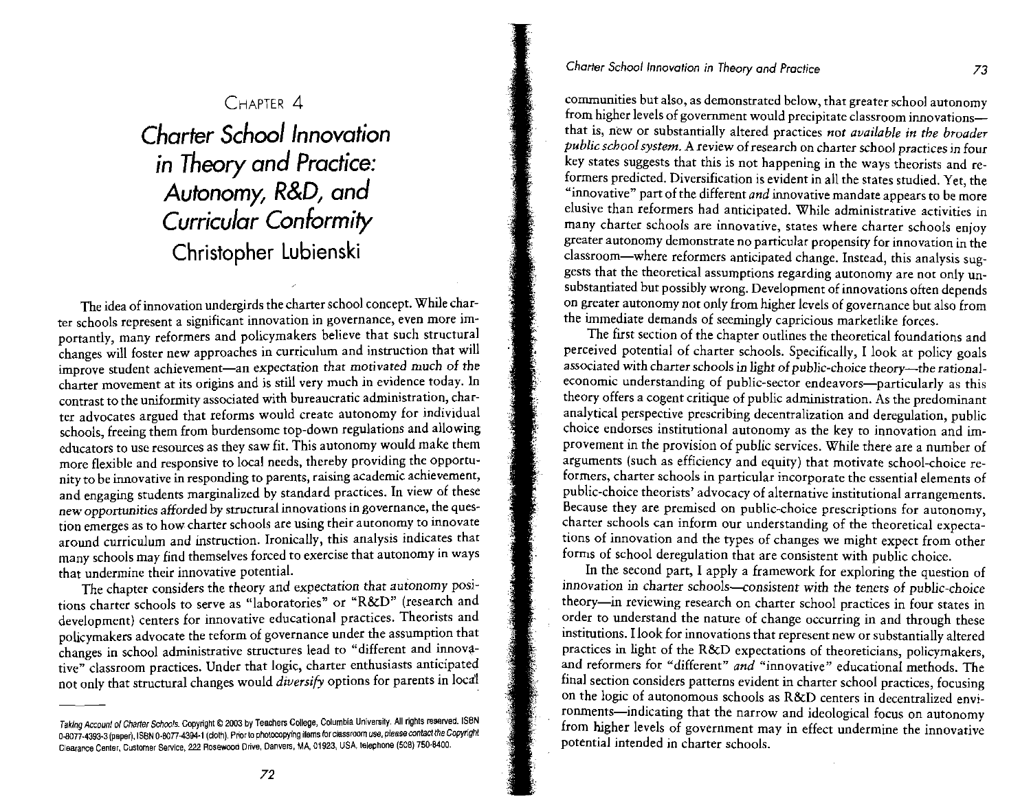# Chapter 4

# Charter School Innovation in Theory and Practice: Autonomy, R&D, and Curricular Conformity

## Christopher Lubienski

The idea of innovation undergirds the charter school concept. While charter schools represent a significant innovation in governance, even more importantly, many reformers and policymakers believe that such structural changes will foster new approaches in curriculum and instruction that will improve student achievement—an expectation that motivated much of the charter movement at its origins and is still very much in evidence today. In contrast to the uniformity associated with bureaucratic administration, charter advocates argued that reforms would create autonomy for individual schools, freeing them from burdensome top-down regulations and allowing educators to use resources as they saw fit. This autonomy would make them more flexible and responsive to local needs, thereby providing the opportunity to be innovative in responding to parents, raising academic achievement, and engaging students marginalized by standard practices. In view of these new opportunities afforded by structural innovations in governance, the question emerges as to how charter schools are using their autonomy to innovate around curriculum and instruction. Ironically, this analysis indicates that many schools may find themselves forced to exercise that autonomy in ways that undermine their innovative potential.

The chapter considers the theory and expectation that autonomy positions charter schools to serve as "laboratories" or "R&D" (research and development) centers for innovative educational practices. Theorists and policymakers advocate the reform of governance under the assumption that changes in school administrative structures lead to "different and innovative" classroom practices. Under that logic, charter enthusiasts anticipated not only that structural changes would *diversify* options for parents in local communities but also, as demonstrated below, that greater school autonomy from higher levels of government would precipitate classroom innovations—that is, new or substantially altered practices *not available in the broader public school system*. A review of research on charter school practices in four key states suggests that this is not happening in the ways theorists and reformers predicted. Diversification is evident in all the states studied. Yet, the "innovative" part of the different *and* innovative mandate appears to be more elusive than reformers had anticipated. While administrative activities in many charter schools are innovative, states where charter schools enjoy greater autonomy demonstrate no particular propensity for innovation in the classroom—where reformers anticipated change. Instead, this analysis suggests that the theoretical assumptions regarding autonomy are not only unsubstantiated but possibly wrong. Development of innovations often depends on greater autonomy not only from higher levels of governance but also from the immediate demands of seemingly capricious marketlike forces.

The first section of the chapter outlines the theoretical foundations and perceived potential of charter schools. Specifically, I look at policy goals associated with charter schools in light of public-choice theory—the rational-economic understanding of public-sector endeavors—particularly as this theory offers a cogent critique of public administration. As the predominant analytical perspective prescribing decentralization and deregulation, public choice endorses institutional autonomy as the key to innovation and improvement in the provision of public services. While there are a number of arguments (such as efficiency and equity) that motivate school-choice reformers, charter schools in particular incorporate the essential elements of public-choice theorists' advocacy of alternative institutional arrangements. Because they are premised on public-choice prescriptions for autonomy, charter schools can inform our understanding of the theoretical expectations of innovation and the types of changes we might expect from other forms of school deregulation that are consistent with public choice.

In the second part, I apply a framework for exploring the question of innovation in charter schools—consistent with the tenets of public-choice theory—in reviewing research on charter school practices in four states in order to understand the nature of change occurring in and through these institutions. I look for innovations that represent new or substantially altered practices in light of the R&D expectations of theoreticians, policymakers, and reformers for "different" *and* "innovative" educational methods. The final section considers patterns evident in charter school practices, focusing on the logic of autonomous schools as R&D centers in decentralized environments—indicating that the narrow and ideological focus on autonomy from higher levels of government may in effect undermine the innovative potential intended in charter schools.

---

*Taking Account of Charter Schools.* Copyright © 2003 by Teachers College, Columbia University. All rights reserved. ISBN 0-8077-4393-3 (paper), ISBN 0-8077-4394-1 (cloth). Prior to photocopying items for classroom use, please contact the Copyright Clearance Center, Customer Service, 222 Rosewood Drive, Danvers, MA, 01923, USA, telephone (508) 750-8400.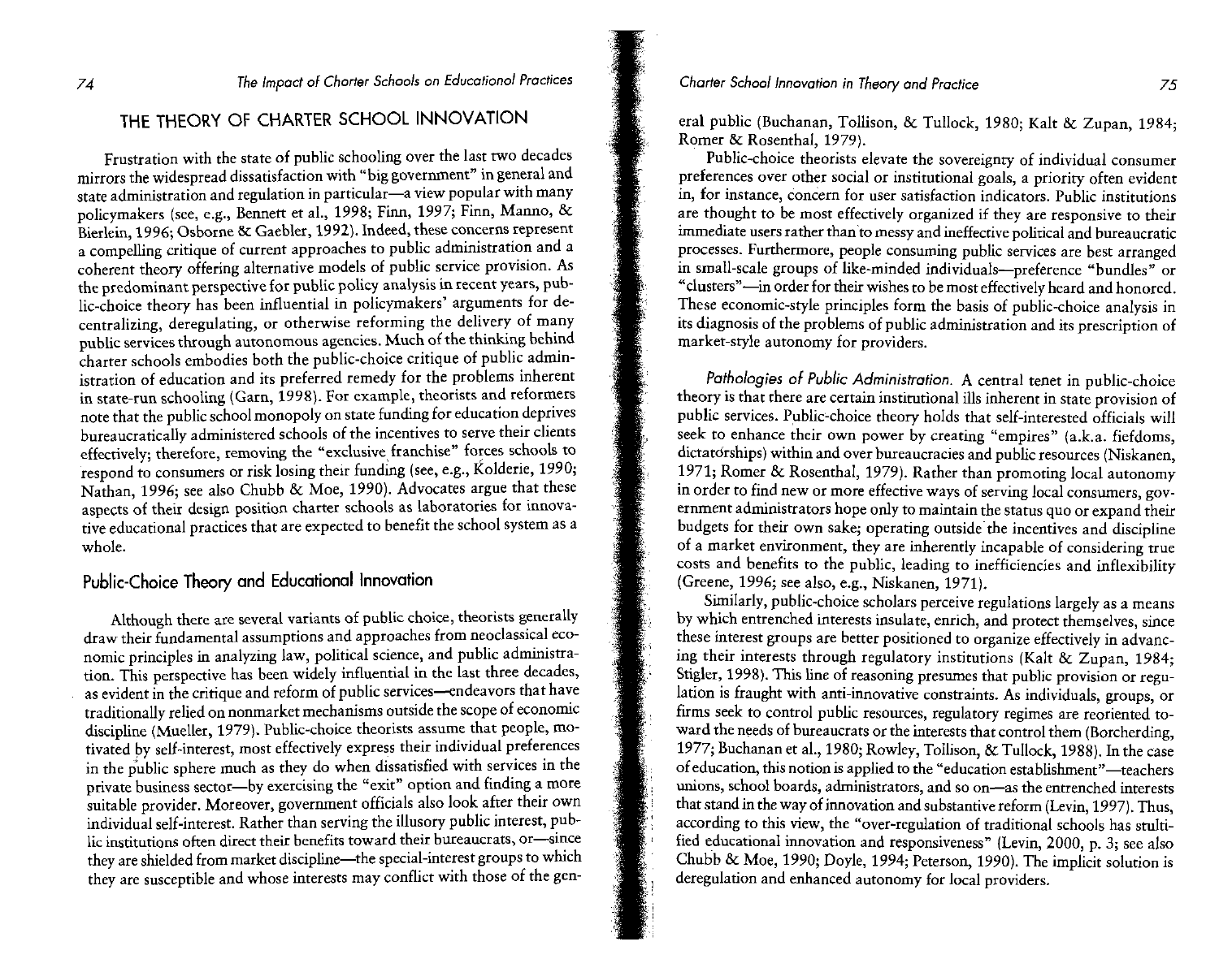## THE THEORY OF CHARTER SCHOOL INNOVATION

Frustration with the state of public schooling over the last two decades mirrors the widespread dissatisfaction with "big government" in general and state administration and regulation in particular—a view popular with many policymakers (see, e.g., Bennett et al., 1998; Finn, 1997; Finn, Manno, & Bierlein, 1996; Osborne & Gaebler, 1992). Indeed, these concerns represent a compelling critique of current approaches to public administration and a coherent theory offering alternative models of public service provision. As the predominant perspective for public policy analysis in recent years, public-choice theory has been influential in policymakers' arguments for decentralizing, deregulating, or otherwise reforming the delivery of many public services through autonomous agencies. Much of the thinking behind charter schools embodies both the public-choice critique of public administration of education and its preferred remedy for the problems inherent in state-run schooling (Garn, 1998). For example, theorists and reformers note that the public school monopoly on state funding for education deprives bureaucratically administered schools of the incentives to serve their clients effectively; therefore, removing the "exclusive franchise" forces schools to respond to consumers or risk losing their funding (see, e.g., Kolderie, 1990; Nathan, 1996; see also Chubb & Moe, 1990). Advocates argue that these aspects of their design position charter schools as laboratories for innovative educational practices that are expected to benefit the school system as a whole.

### Public-Choice Theory and Educational Innovation

Although there are several variants of public choice, theorists generally draw their fundamental assumptions and approaches from neoclassical economic principles in analyzing law, political science, and public administration. This perspective has been widely influential in the last three decades, as evident in the critique and reform of public services—endeavors that have traditionally relied on nonmarket mechanisms outside the scope of economic discipline (Mueller, 1979). Public-choice theorists assume that people, motivated by self-interest, most effectively express their individual preferences in the public sphere much as they do when dissatisfied with services in the private business sector—by exercising the "exit" option and finding a more suitable provider. Moreover, government officials also look after their own individual self-interest. Rather than serving the illusory public interest, public institutions often direct their benefits toward their bureaucrats, or—since they are shielded from market discipline—the special-interest groups to which they are susceptible and whose interests may conflict with those of the general public (Buchanan, Tollison, & Tullock, 1980; Kalt & Zupan, 1984; Romer & Rosenthal, 1979).

Public-choice theorists elevate the sovereignty of individual consumer preferences over other social or institutional goals, a priority often evident in, for instance, concern for user satisfaction indicators. Public institutions are thought to be most effectively organized if they are responsive to their immediate users rather than to messy and ineffective political and bureaucratic processes. Furthermore, people consuming public services are best arranged in small-scale groups of like-minded individuals—preference "bundles" or "clusters"—in order for their wishes to be most effectively heard and honored. These economic-style principles form the basis of public-choice analysis in its diagnosis of the problems of public administration and its prescription of market-style autonomy for providers.

*Pathologies of Public Administration.* A central tenet in public-choice theory is that there are certain institutional ills inherent in state provision of public services. Public-choice theory holds that self-interested officials will seek to enhance their own power by creating "empires" (a.k.a. fiefdoms, dictatorships) within and over bureaucracies and public resources (Niskanen, 1971; Romer & Rosenthal, 1979). Rather than promoting local autonomy in order to find new or more effective ways of serving local consumers, government administrators hope only to maintain the status quo or expand their budgets for their own sake; operating outside the incentives and discipline of a market environment, they are inherently incapable of considering true costs and benefits to the public, leading to inefficiencies and inflexibility (Greene, 1996; see also, e.g., Niskanen, 1971).

Similarly, public-choice scholars perceive regulations largely as a means by which entrenched interests insulate, enrich, and protect themselves, since these interest groups are better positioned to organize effectively in advancing their interests through regulatory institutions (Kalt & Zupan, 1984; Stigler, 1998). This line of reasoning presumes that public provision or regulation is fraught with anti-innovative constraints. As individuals, groups, or firms seek to control public resources, regulatory regimes are reoriented toward the needs of bureaucrats or the interests that control them (Borcherding, 1977; Buchanan et al., 1980; Rowley, Tollison, & Tullock, 1988). In the case of education, this notion is applied to the "education establishment"—teachers unions, school boards, administrators, and so on—as the entrenched interests that stand in the way of innovation and substantive reform (Levin, 1997). Thus, according to this view, the "over-regulation of traditional schools has stultified educational innovation and responsiveness" (Levin, 2000, p. 3; see also Chubb & Moe, 1990; Doyle, 1994; Peterson, 1990). The implicit solution is deregulation and enhanced autonomy for local providers.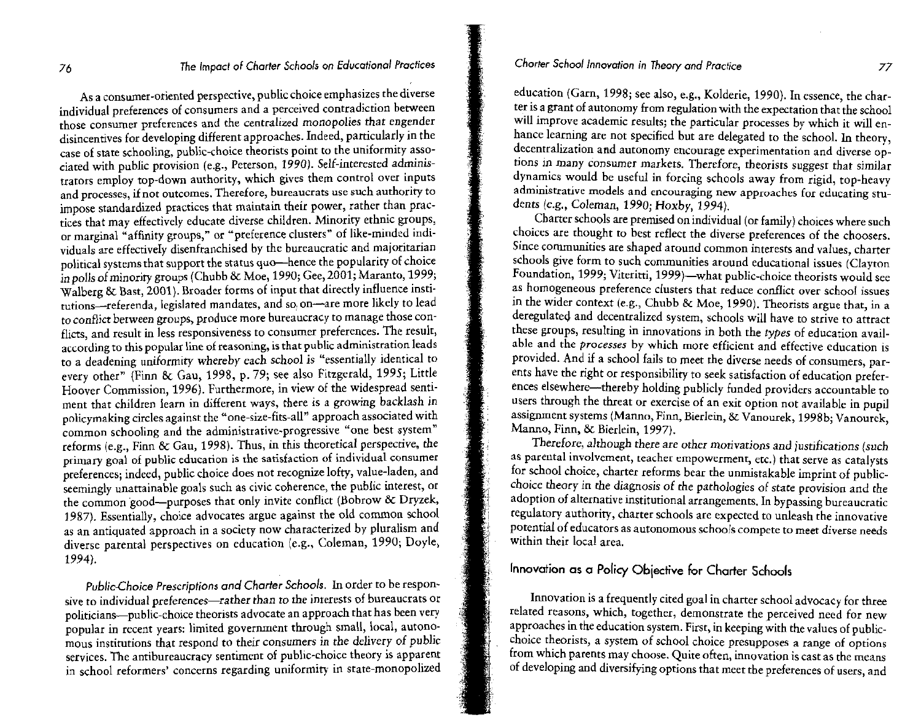As a consumer-oriented perspective, public choice emphasizes the diverse individual preferences of consumers and a perceived contradiction between those consumer preferences and the centralized monopolies that engender disincentives for developing different approaches. Indeed, particularly in the case of state schooling, public-choice theorists point to the uniformity associated with public provision (e.g., Peterson, 1990). Self-interested administrators employ top-down authority, which gives them control over inputs and processes, if not outcomes. Therefore, bureaucrats use such authority to impose standardized practices that maintain their power, rather than practices that may effectively educate diverse children. Minority ethnic groups, or marginal "affinity groups," or "preference clusters" of like-minded individuals are effectively disenfranchised by the bureaucratic and majoritarian political systems that support the status quo—hence the popularity of choice in polls of minority groups (Chubb & Moe, 1990; Gee, 2001; Maranto, 1999; Walberg & Bast, 2001). Broader forms of input that directly influence institutions—referenda, legislated mandates, and so on—are more likely to lead to conflict between groups, produce more bureaucracy to manage those conflicts, and result in less responsiveness to consumer preferences. The result, according to this popular line of reasoning, is that public administration leads to a deadening uniformity whereby each school is "essentially identical to every other" (Finn & Gau, 1998, p. 79; see also Fitzgerald, 1995; Little Hoover Commission, 1996). Furthermore, in view of the widespread sentiment that children learn in different ways, there is a growing backlash in policymaking circles against the "one-size-fits-all" approach associated with common schooling and the administrative-progressive "one best system" reforms (e.g., Finn & Gau, 1998). Thus, in this theoretical perspective, the primary goal of public education is the satisfaction of individual consumer preferences; indeed, public choice does not recognize lofty, value-laden, and seemingly unattainable goals such as civic coherence, the public interest, or the common good—purposes that only invite conflict (Bobrow & Dryzek, 1987). Essentially, choice advocates argue against the old common school as an antiquated approach in a society now characterized by pluralism and diverse parental perspectives on education (e.g., Coleman, 1990; Doyle, 1994).

*Public-Choice Prescriptions and Charter Schools.* In order to be responsive to individual preferences—rather than to the interests of bureaucrats or politicians—public-choice theorists advocate an approach that has been very popular in recent years: limited government through small, local, autonomous institutions that respond to their consumers in the delivery of public services. The antibureaucracy sentiment of public-choice theory is apparent in school reformers' concerns regarding uniformity in state-monopolized education (Garn, 1998; see also, e.g., Kolderie, 1990). In essence, the charter is a grant of autonomy from regulation with the expectation that the school will improve academic results; the particular processes by which it will enhance learning are not specified but are delegated to the school. In theory, decentralization and autonomy encourage experimentation and diverse options in many consumer markets. Therefore, theorists suggest that similar dynamics would be useful in forcing schools away from rigid, top-heavy administrative models and encouraging new approaches for educating students (e.g., Coleman, 1990; Hoxby, 1994).

Charter schools are premised on individual (or family) choices where such choices are thought to best reflect the diverse preferences of the choosers. Since communities are shaped around common interests and values, charter schools give form to such communities around educational issues (Clayton Foundation, 1999; Viteritti, 1999)—what public-choice theorists would see as homogeneous preference clusters that reduce conflict over school issues in the wider context (e.g., Chubb & Moe, 1990). Theorists argue that, in a deregulated and decentralized system, schools will have to strive to attract these groups, resulting in innovations in both the *types* of education available and the *processes* by which more efficient and effective education is provided. And if a school fails to meet the diverse needs of consumers, parents have the right or responsibility to seek satisfaction of education preferences elsewhere—thereby holding publicly funded providers accountable to users through the threat or exercise of an exit option not available in pupil assignment systems (Manno, Finn, Bierlein, & Vanourek, 1998b; Vanourek, Manno, Finn, & Bierlein, 1997).

Therefore, although there are other motivations and justifications (such as parental involvement, teacher empowerment, etc.) that serve as catalysts for school choice, charter reforms bear the unmistakable imprint of public-choice theory in the diagnosis of the pathologies of state provision and the adoption of alternative institutional arrangements. In bypassing bureaucratic regulatory authority, charter schools are expected to unleash the innovative potential of educators as autonomous schools compete to meet diverse needs within their local area.

### Innovation as a Policy Objective for Charter Schools

Innovation is a frequently cited goal in charter school advocacy for three related reasons, which, together, demonstrate the perceived need for new approaches in the education system. First, in keeping with the values of public-choice theorists, a system of school choice presupposes a range of options from which parents may choose. Quite often, innovation is cast as the means of developing and diversifying options that meet the preferences of users, and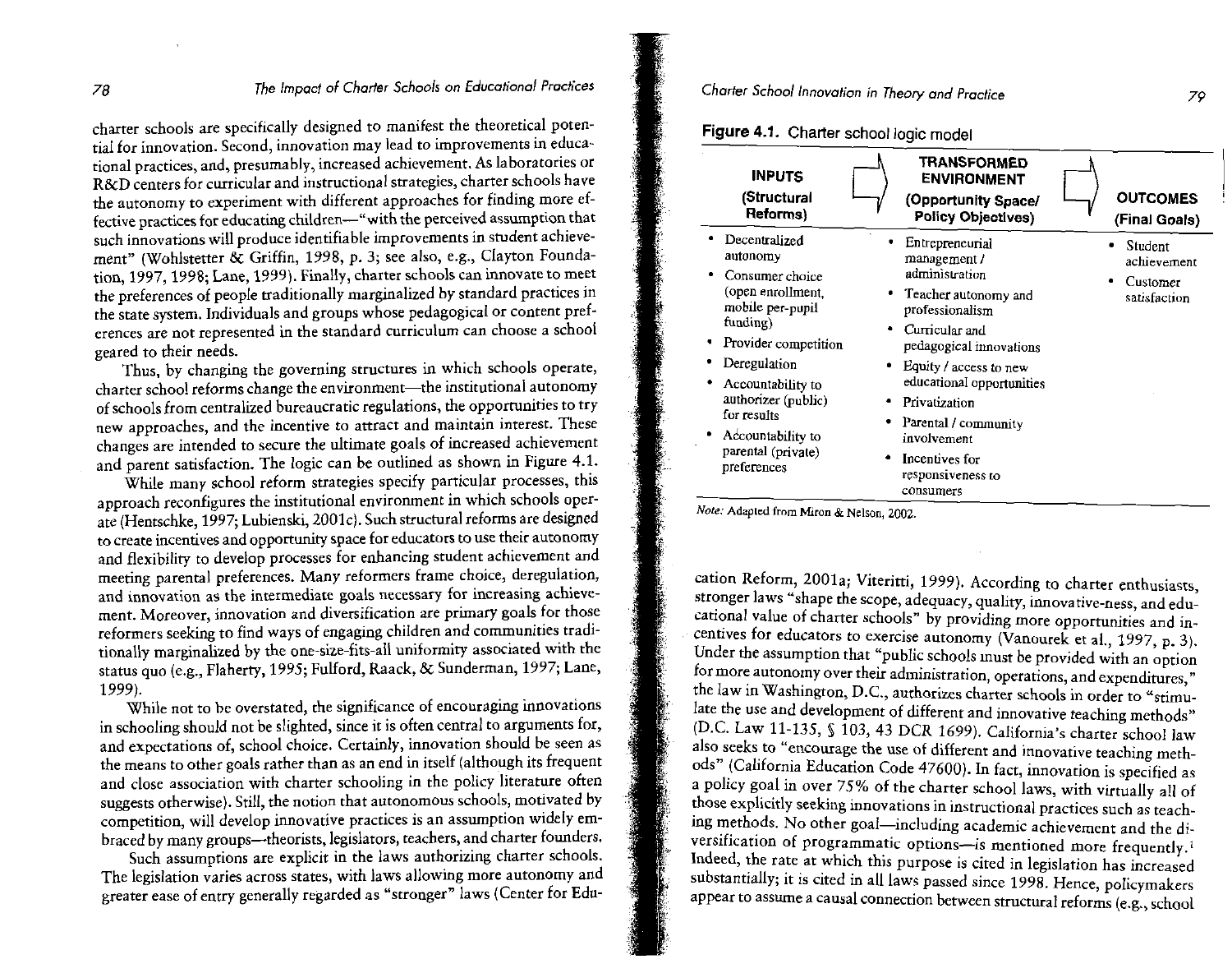charter schools are specifically designed to manifest the theoretical potential for innovation. Second, innovation may lead to improvements in educational practices, and, presumably, increased achievement. As laboratories or R&D centers for curricular and instructional strategies, charter schools have the autonomy to experiment with different approaches for finding more effective practices for educating children—"with the perceived assumption that such innovations will produce identifiable improvements in student achievement" (Wohlstetter & Griffin, 1998, p. 3; see also, e.g., Clayton Foundation, 1997, 1998; Lane, 1999). Finally, charter schools can innovate to meet the preferences of people traditionally marginalized by standard practices in the state system. Individuals and groups whose pedagogical or content preferences are not represented in the standard curriculum can choose a school geared to their needs.

Thus, by changing the governing structures in which schools operate, charter school reforms change the environment—the institutional autonomy of schools from centralized bureaucratic regulations, the opportunities to try new approaches, and the incentive to attract and maintain interest. These changes are intended to secure the ultimate goals of increased achievement and parent satisfaction. The logic can be outlined as shown in Figure 4.1.

While many school reform strategies specify particular processes, this approach reconfigures the institutional environment in which schools operate (Hentschke, 1997; Lubienski, 2001c). Such structural reforms are designed to create incentives and opportunity space for educators to use their autonomy and flexibility to develop processes for enhancing student achievement and meeting parental preferences. Many reformers frame choice, deregulation, and innovation as the intermediate goals necessary for increasing achievement. Moreover, innovation and diversification are primary goals for those reformers seeking to find ways of engaging children and communities traditionally marginalized by the one-size-fits-all uniformity associated with the status quo (e.g., Flaherty, 1995; Fulford, Raack, & Sunderman, 1997; Lane, 1999).

While not to be overstated, the significance of encouraging innovations in schooling should not be slighted, since it is often central to arguments for, and expectations of, school choice. Certainly, innovation should be seen as the means to other goals rather than as an end in itself (although its frequent and close association with charter schooling in the policy literature often suggests otherwise). Still, the notion that autonomous schools, motivated by competition, will develop innovative practices is an assumption widely embraced by many groups—theorists, legislators, teachers, and charter founders.

Such assumptions are explicit in the laws authorizing charter schools. The legislation varies across states, with laws allowing more autonomy and greater ease of entry generally regarded as "stronger" laws (Center for Education Reform, 2001a; Viteritti, 1999). According to charter enthusiasts, stronger laws "shape the scope, adequacy, quality, innovative-ness, and educational value of charter schools" by providing more opportunities and incentives for educators to exercise autonomy (Vanourek et al., 1997, p. 3). Under the assumption that "public schools must be provided with an option for more autonomy over their administration, operations, and expenditures," the law in Washington, D.C., authorizes charter schools in order to "stimulate the use and development of different and innovative teaching methods" (D.C. Law 11-135, § 103, 43 DCR 1699). California's charter school law also seeks to "encourage the use of different and innovative teaching methods" (California Education Code 47600). In fact, innovation is specified as a policy goal in over 75% of the charter school laws, with virtually all of those explicitly seeking innovations in instructional practices such as teaching methods. No other goal—including academic achievement and the diversification of programmatic options—is mentioned more frequently.[1] Indeed, the rate at which this purpose is cited in legislation has increased substantially; it is cited in all laws passed since 1998. Hence, policymakers appear to assume a causal connection between structural reforms (e.g., school

**Figure 4.1.** Charter school logic model

| INPUTS (Structural Reforms) | TRANSFORMED ENVIRONMENT (Opportunity Space/ Policy Objectives) | OUTCOMES (Final Goals) |
|---|---|---|
| • Decentralized autonomy<br>• Consumer choice (open enrollment, mobile per-pupil funding)<br>• Provider competition<br>• Deregulation<br>• Accountability to authorizer (public) for results<br>• Accountability to parental (private) preferences | • Entrepreneurial management / administration<br>• Teacher autonomy and professionalism<br>• Curricular and pedagogical innovations<br>• Equity / access to new educational opportunities<br>• Privatization<br>• Parental / community involvement<br>• Incentives for responsiveness to consumers | • Student achievement<br>• Customer satisfaction |

*Note:* Adapted from Miron & Nelson, 2002.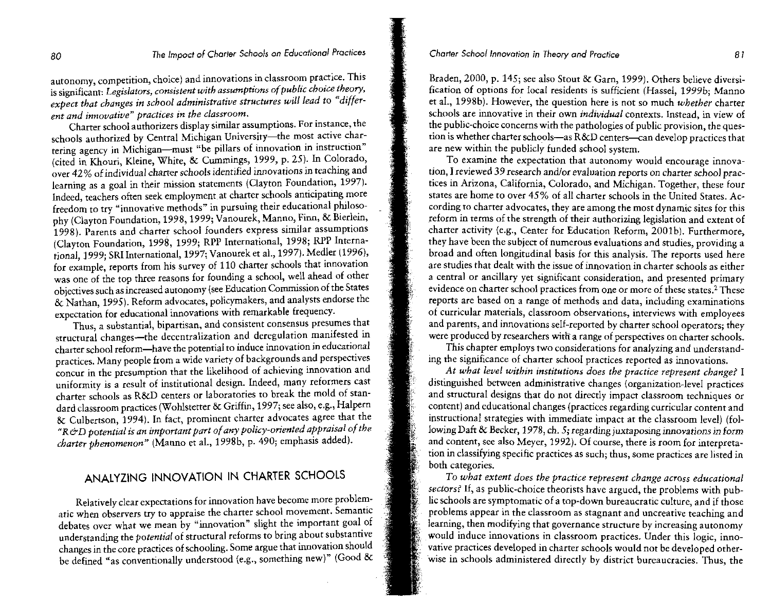autonomy, competition, choice) and innovations in classroom practice. This is significant: *Legislators, consistent with assumptions of public choice theory, expect that changes in school administrative structures will lead to "different and innovative" practices in the classroom.*

Charter school authorizers display similar assumptions. For instance, the schools authorized by Central Michigan University—the most active chartering agency in Michigan—must "be pillars of innovation in instruction" (cited in Khouri, Kleine, White, & Cummings, 1999, p. 25). In Colorado, over 42% of individual charter schools identified innovations in teaching and learning as a goal in their mission statements (Clayton Foundation, 1997). Indeed, teachers often seek employment at charter schools anticipating more freedom to try "innovative methods" in pursuing their educational philosophy (Clayton Foundation, 1998, 1999; Vanourek, Manno, Finn, & Bierlein, 1998). Parents and charter school founders express similar assumptions (Clayton Foundation, 1998, 1999; RPP International, 1998; RPP International, 1999; SRI International, 1997; Vanourek et al., 1997). Medler (1996), for example, reports from his survey of 110 charter schools that innovation was one of the top three reasons for founding a school, well ahead of other objectives such as increased autonomy (see Education Commission of the States & Nathan, 1995). Reform advocates, policymakers, and analysts endorse the expectation for educational innovations with remarkable frequency.

Thus, a substantial, bipartisan, and consistent consensus presumes that structural changes—the decentralization and deregulation manifested in charter school reform—have the potential to induce innovation in educational practices. Many people from a wide variety of backgrounds and perspectives concur in the presumption that the likelihood of achieving innovation and uniformity is a result of institutional design. Indeed, many reformers cast charter schools as R&D centers or laboratories to break the mold of standard classroom practices (Wohlstetter & Griffin, 1997; see also, e.g., Halpern & Culbertson, 1994). In fact, prominent charter advocates agree that the "*R&D potential is an important part of any policy-oriented appraisal of the charter phenomenon*" (Manno et al., 1998b, p. 490; emphasis added).

## ANALYZING INNOVATION IN CHARTER SCHOOLS

Relatively clear expectations for innovation have become more problematic when observers try to appraise the charter school movement. Semantic debates over what we mean by "innovation" slight the important goal of understanding the *potential* of structural reforms to bring about substantive changes in the core practices of schooling. Some argue that innovation should be defined "as conventionally understood (e.g., something new)" (Good & Braden, 2000, p. 145; see also Stout & Garn, 1999). Others believe diversification of options for local residents is sufficient (Hassel, 1999b; Manno et al., 1998b). However, the question here is not so much *whether* charter schools are innovative in their own *individual* contexts. Instead, in view of the public-choice concerns with the pathologies of public provision, the question is whether charter schools—as R&D centers—can develop practices that are new within the publicly funded school system.

To examine the expectation that autonomy would encourage innovation, I reviewed 39 research and/or evaluation reports on charter school practices in Arizona, California, Colorado, and Michigan. Together, these four states are home to over 45% of all charter schools in the United States. According to charter advocates, they are among the most dynamic sites for this reform in terms of the strength of their authorizing legislation and extent of charter activity (e.g., Center for Education Reform, 2001b). Furthermore, they have been the subject of numerous evaluations and studies, providing a broad and often longitudinal basis for this analysis. The reports used here are studies that dealt with the issue of innovation in charter schools as either a central or ancillary yet significant consideration, and presented primary evidence on charter school practices from one or more of these states.[2] These reports are based on a range of methods and data, including examinations of curricular materials, classroom observations, interviews with employees and parents, and innovations self-reported by charter school operators; they were produced by researchers with a range of perspectives on charter schools.

This chapter employs two considerations for analyzing and understanding the significance of charter school practices reported as innovations.

*At what level within institutions does the practice represent change?* I distinguished between administrative changes (organization-level practices and structural designs that do not directly impact classroom techniques or content) and educational changes (practices regarding curricular content and instructional strategies with immediate impact at the classroom level) (following Daft & Becker, 1978, ch. 5; regarding juxtaposing innovations in form and content, see also Meyer, 1992). Of course, there is room for interpretation in classifying specific practices as such; thus, some practices are listed in both categories.

*To what extent does the practice represent change across educational sectors?* If, as public-choice theorists have argued, the problems with public schools are symptomatic of a top-down bureaucratic culture, and if those problems appear in the classroom as stagnant and uncreative teaching and learning, then modifying that governance structure by increasing autonomy would induce innovations in classroom practices. Under this logic, innovative practices developed in charter schools would not be developed otherwise in schools administered directly by district bureaucracies. Thus, the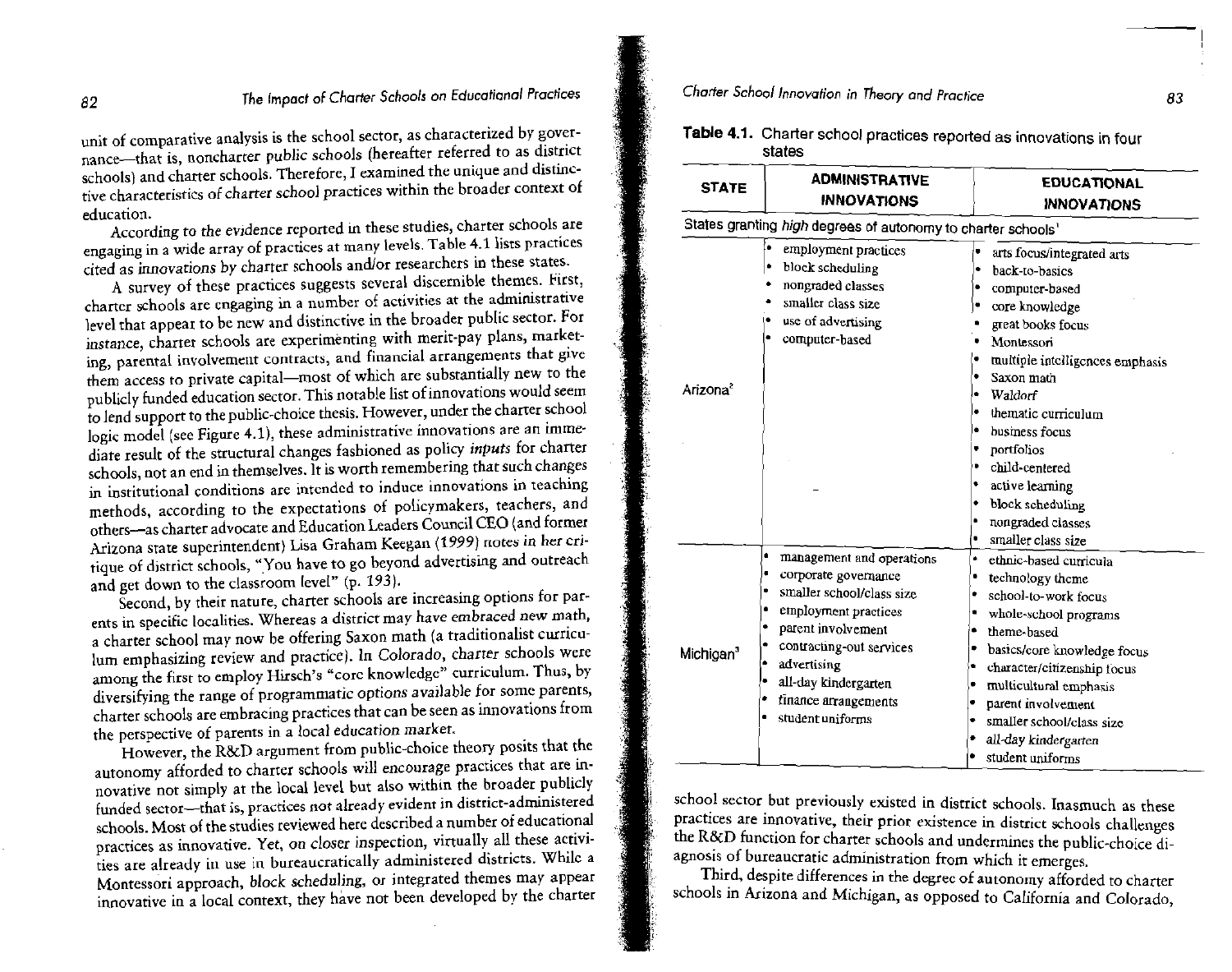unit of comparative analysis is the school sector, as characterized by governance—that is, noncharter public schools (hereafter referred to as district schools) and charter schools. Therefore, I examined the unique and distinctive characteristics of charter school practices within the broader context of education.

According to the evidence reported in these studies, charter schools are engaging in a wide array of practices at many levels. Table 4.1 lists practices cited as *innovations* by charter schools and/or researchers in these states.

A survey of these practices suggests several discernible themes. First, charter schools are engaging in a number of activities at the administrative level that appear to be new and distinctive in the broader public sector. For instance, charter schools are experimenting with merit-pay plans, marketing, parental involvement contracts, and financial arrangements that give them access to private capital—most of which are substantially new to the publicly funded education sector. This notable list of innovations would seem to lend support to the public-choice thesis. However, under the charter school logic model (see Figure 4.1), these administrative innovations are an immediate result of the structural changes fashioned as policy *inputs* for charter schools, not an end in themselves. It is worth remembering that such changes in institutional conditions are intended to induce innovations in teaching methods, according to the expectations of policymakers, teachers, and others—as charter advocate and Education Leaders Council CEO (and former Arizona state superintendent) Lisa Graham Keegan (1999) notes in her critique of district schools, "You have to go beyond advertising and outreach and get down to the classroom level" (p. 193).

Second, by their nature, charter schools are increasing options for parents in specific localities. Whereas a district may have embraced new math, a charter school may now be offering Saxon math (a traditionalist curriculum emphasizing review and practice). In Colorado, charter schools were among the first to employ Hirsch's "core knowledge" curriculum. Thus, by diversifying the range of programmatic options available for some parents, charter schools are embracing practices that can be seen as innovations from the perspective of parents in a local education market.

However, the R&D argument from public-choice theory posits that the autonomy afforded to charter schools will encourage practices that are innovative not simply at the local level but also within the broader publicly funded sector—that is, practices not already evident in district-administered schools. Most of the studies reviewed here described a number of educational practices as innovative. Yet, on closer inspection, virtually all these activities are already in use in bureaucratically administered districts. While a Montessori approach, block scheduling, or integrated themes may appear innovative in a local context, they have not been developed by the charter school sector but previously existed in district schools. Inasmuch as these practices are innovative, their prior existence in district schools challenges the R&D function for charter schools and undermines the public-choice diagnosis of bureaucratic administration from which it emerges.

Third, despite differences in the degree of autonomy afforded to charter schools in Arizona and Michigan, as opposed to California and Colorado,

**Table 4.1.** Charter school practices reported as innovations in four states

| STATE | ADMINISTRATIVE INNOVATIONS | EDUCATIONAL INNOVATIONS |
|---|---|---|
| *States granting high degrees of autonomy to charter schools*[1] | | |
| Arizona[2] | • employment practices<br>• block scheduling<br>• nongraded classes<br>• smaller class size<br>• use of advertising<br>• computer-based | • arts focus/integrated arts<br>• back-to-basics<br>• computer-based<br>• core knowledge<br>• great books focus<br>• Montessori<br>• multiple intelligences emphasis<br>• Saxon math<br>• Waldorf<br>• thematic curriculum<br>• business focus<br>• portfolios<br>• child-centered<br>• active learning<br>• block scheduling<br>• nongraded classes<br>• smaller class size |
| Michigan[3] | • management and operations<br>• corporate governance<br>• smaller school/class size<br>• employment practices<br>• parent involvement<br>• contracting-out services<br>• advertising<br>• all-day kindergarten<br>• finance arrangements<br>• student uniforms | • ethnic-based curricula<br>• technology theme<br>• school-to-work focus<br>• whole-school programs<br>• theme-based<br>• basics/core knowledge focus<br>• character/citizenship focus<br>• multicultural emphasis<br>• parent involvement<br>• smaller school/class size<br>• all-day kindergarten<br>• student uniforms |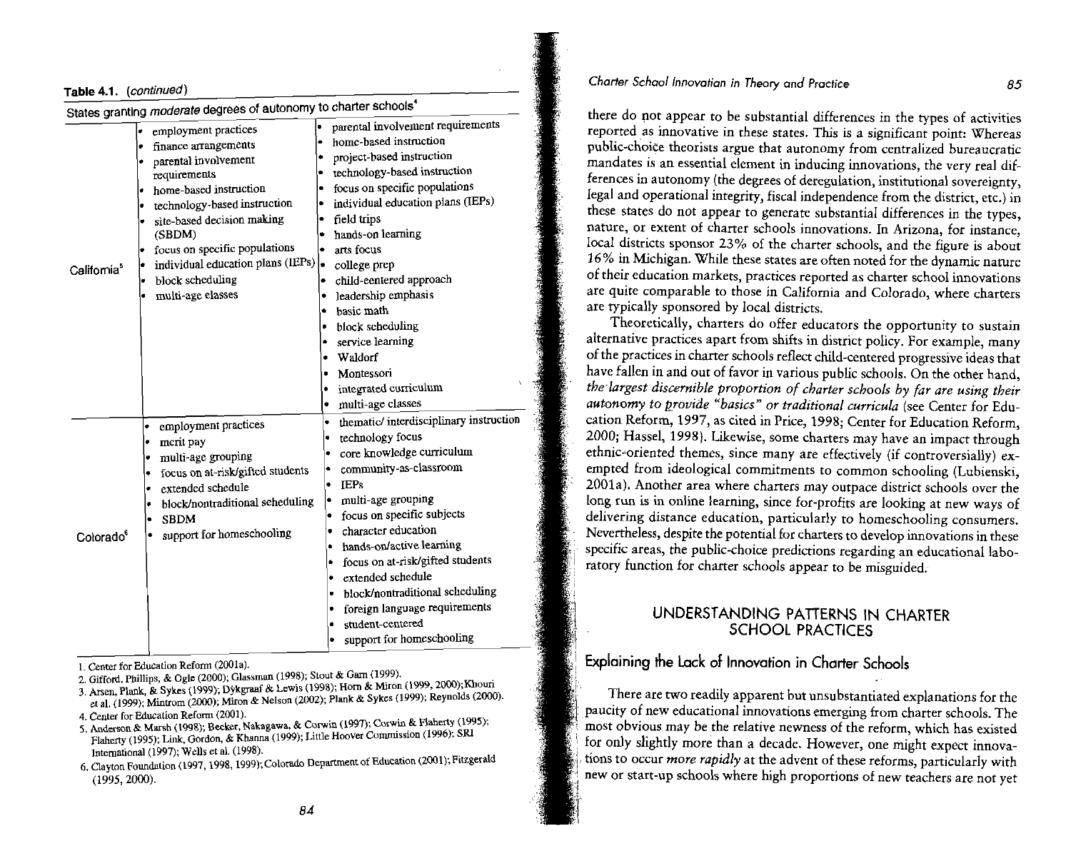**Table 4.1.** *(continued)*

States granting *moderate* degrees of autonomy to charter schools[4]

| | | |
|---|---|---|
| California[5] | • employment practices<br>• finance arrangements<br>• parental involvement requirements<br>• home-based instruction<br>• technology-based instruction<br>• site-based decision making (SBDM)<br>• focus on specific populations<br>• individual education plans (IEPs)<br>• block scheduling<br>• multi-age classes | • parental involvement requirements<br>• home-based instruction<br>• project-based instruction<br>• technology-based instruction<br>• focus on specific populations<br>• individual education plans (IEPs)<br>• field trips<br>• hands-on learning<br>• arts focus<br>• college prep<br>• child-centered approach<br>• leadership emphasis<br>• basic math<br>• block scheduling<br>• service learning<br>• Waldorf<br>• Montessori<br>• integrated curriculum<br>• multi-age classes |
| Colorado[6] | • employment practices<br>• merit pay<br>• multi-age grouping<br>• focus on at-risk/gifted students<br>• extended schedule<br>• block/nontraditional scheduling<br>• SBDM<br>• support for homeschooling | • thematic/ interdisciplinary instruction<br>• technology focus<br>• core knowledge curriculum<br>• community-as-classroom<br>• IEPs<br>• multi-age grouping<br>• focus on specific subjects<br>• character education<br>• hands-on/active learning<br>• focus on at-risk/gifted students<br>• extended schedule<br>• block/nontraditional scheduling<br>• foreign language requirements<br>• student-centered<br>• support for homeschooling |

1. Center for Education Reform (2001a).
2. Gifford, Phillips, & Ogle (2000); Glassman (1998); Stout & Garn (1999).
3. Arsen, Plank, & Sykes (1999); Dykgraaf & Lewis (1998); Horn & Miron (1999, 2000); Khouri et al. (1999); Mintrom (2000); Miron & Nelson (2002); Plank & Sykes (1999); Reynolds (2000).
4. Center for Education Reform (2001).
5. Anderson & Marsh (1998); Becker, Nakagawa, & Corwin (1997); Corwin & Flaherty (1995); Flaherty (1995); Link, Gordon, & Khanna (1999); Little Hoover Commission (1996); SRI International (1997); Wells et al. (1998).
6. Clayton Foundation (1997, 1998, 1999); Colorado Department of Education (2001); Fitzgerald (1995, 2000).

there do not appear to be substantial differences in the types of activities reported as innovative in these states. This is a significant point: Whereas public-choice theorists argue that autonomy from centralized bureaucratic mandates is an essential element in inducing innovations, the very real differences in autonomy (the degrees of deregulation, institutional sovereignty, legal and operational integrity, fiscal independence from the district, etc.) in these states do not appear to generate substantial differences in the types, nature, or extent of charter schools innovations. In Arizona, for instance, local districts sponsor 23% of the charter schools, and the figure is about 16% in Michigan. While these states are often noted for the dynamic nature of their education markets, practices reported as charter school innovations are quite comparable to those in California and Colorado, where charters are typically sponsored by local districts.

Theoretically, charters do offer educators the opportunity to sustain alternative practices apart from shifts in district policy. For example, many of the practices in charter schools reflect child-centered progressive ideas that have fallen in and out of favor in various public schools. On the other hand, *the largest discernible proportion of charter schools by far are using their autonomy to provide "basics" or traditional curricula* (see Center for Education Reform, 1997, as cited in Price, 1998; Center for Education Reform, 2000; Hassel, 1998). Likewise, some charters may have an impact through ethnic-oriented themes, since many are effectively (if controversially) exempted from ideological commitments to common schooling (Lubienski, 2001a). Another area where charters may outpace district schools over the long run is in online learning, since for-profits are looking at new ways of delivering distance education, particularly to homeschooling consumers. Nevertheless, despite the potential for charters to develop innovations in these specific areas, the public-choice predictions regarding an educational laboratory function for charter schools appear to be misguided.

## UNDERSTANDING PATTERNS IN CHARTER SCHOOL PRACTICES

### Explaining the Lack of Innovation in Charter Schools

There are two readily apparent but unsubstantiated explanations for the paucity of new educational innovations emerging from charter schools. The most obvious may be the relative newness of the reform, which has existed for only slightly more than a decade. However, one might expect innovations to occur *more rapidly* at the advent of these reforms, particularly with new or start-up schools where high proportions of new teachers are not yet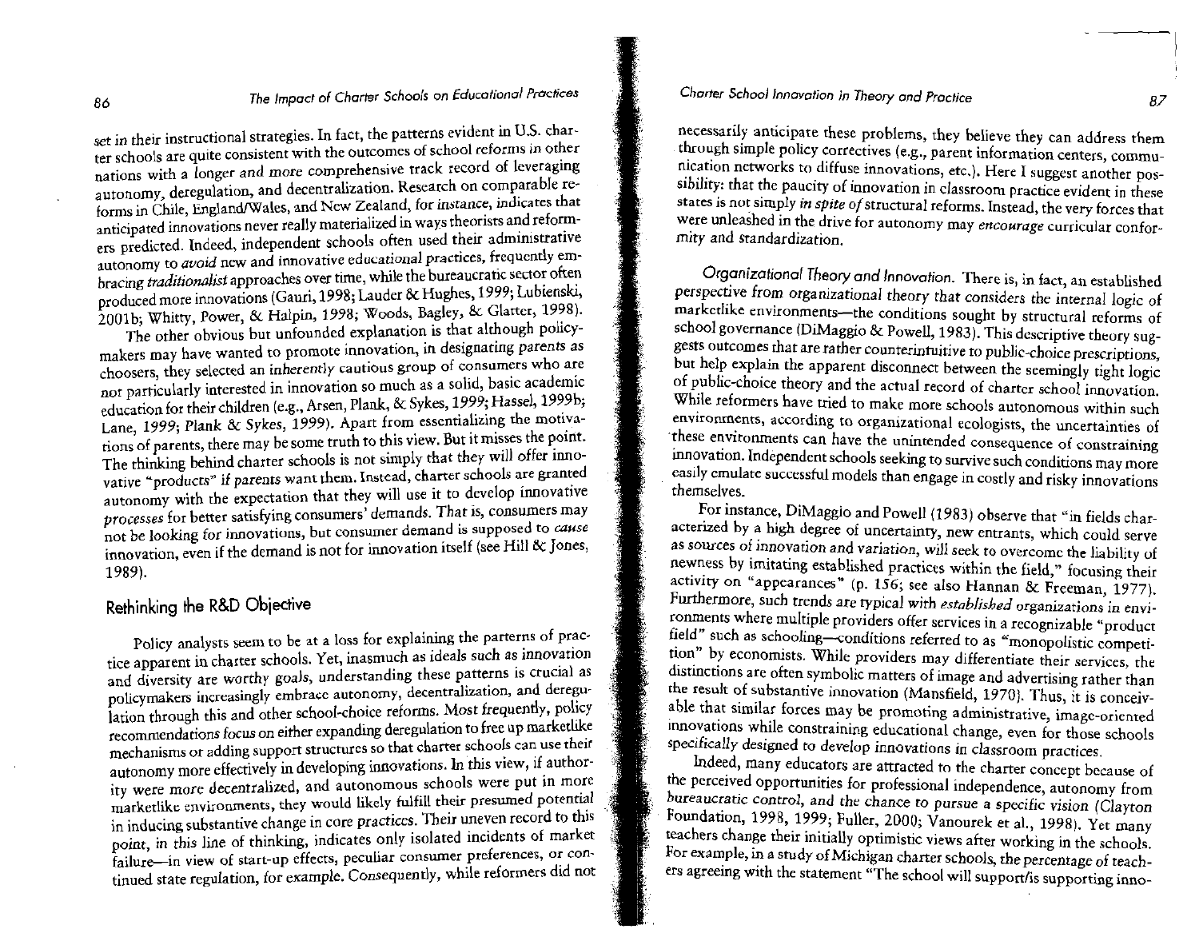set in their instructional strategies. In fact, the patterns evident in U.S. charter schools are quite consistent with the outcomes of school reforms in other nations with a longer and more comprehensive track record of leveraging autonomy, deregulation, and decentralization. Research on comparable reforms in Chile, England/Wales, and New Zealand, for instance, indicates that anticipated innovations never really materialized in ways theorists and reformers predicted. Indeed, independent schools often used their administrative autonomy to *avoid* new and innovative educational practices, frequently embracing *traditionalist* approaches over time, while the bureaucratic sector often produced more innovations (Gauri, 1998; Lauder & Hughes, 1999; Lubienski, 2001b; Whitty, Power, & Halpin, 1998; Woods, Bagley, & Glatter, 1998).

The other obvious but unfounded explanation is that although policymakers may have wanted to promote innovation, in designating parents as choosers, they selected an *inherently* cautious group of consumers who are not particularly interested in innovation so much as a solid, basic academic education for their children (e.g., Arsen, Plank, & Sykes, 1999; Hassel, 1999b; Lane, 1999; Plank & Sykes, 1999). Apart from essentializing the motivations of parents, there may be some truth to this view. But it misses the point. The thinking behind charter schools is not simply that they will offer innovative "products" if parents want them. Instead, charter schools are granted autonomy with the expectation that they will use it to develop innovative *processes* for better satisfying consumers' demands. That is, consumers may not be looking for innovations, but consumer demand is supposed to *cause* innovation, even if the demand is not for innovation itself (see Hill & Jones, 1989).

## Rethinking the R&D Objective

Policy analysts seem to be at a loss for explaining the patterns of practice apparent in charter schools. Yet, inasmuch as ideals such as innovation and diversity are worthy goals, understanding these patterns is crucial as policymakers increasingly embrace autonomy, decentralization, and deregulation through this and other school-choice reforms. Most frequently, policy recommendations focus on either expanding deregulation to free up marketlike mechanisms or adding support structures so that charter schools can use their autonomy more effectively in developing innovations. In this view, if authority were more decentralized, and autonomous schools were put in more marketlike environments, they would likely fulfill their presumed potential in inducing substantive change in core practices. Their uneven record to this point, in this line of thinking, indicates only isolated incidents of market failure—in view of start-up effects, peculiar consumer preferences, or continued state regulation, for example. Consequently, while reformers did not necessarily anticipate these problems, they believe they can address them through simple policy correctives (e.g., parent information centers, communication networks to diffuse innovations, etc.). Here I suggest another possibility: that the paucity of innovation in classroom practice evident in these states is not simply *in spite of* structural reforms. Instead, the very forces that were unleashed in the drive for autonomy may *encourage* curricular conformity and standardization.

*Organizational Theory and Innovation.* There is, in fact, an established perspective from organizational theory that considers the internal logic of marketlike environments—the conditions sought by structural reforms of school governance (DiMaggio & Powell, 1983). This descriptive theory suggests outcomes that are rather counterintuitive to public-choice prescriptions, but help explain the apparent disconnect between the seemingly tight logic of public-choice theory and the actual record of charter school innovation. While reformers have tried to make more schools autonomous within such environments, according to organizational ecologists, the uncertainties of these environments can have the unintended consequence of constraining innovation. Independent schools seeking to survive such conditions may more easily emulate successful models than engage in costly and risky innovations themselves.

For instance, DiMaggio and Powell (1983) observe that "in fields characterized by a high degree of uncertainty, new entrants, which could serve as sources of innovation and variation, will seek to overcome the liability of newness by imitating established practices within the field," focusing their activity on "appearances" (p. 156; see also Hannan & Freeman, 1977). Furthermore, such trends are typical with *established* organizations in environments where multiple providers offer services in a recognizable "product field" such as schooling—conditions referred to as "monopolistic competition" by economists. While providers may differentiate their services, the distinctions are often symbolic matters of image and advertising rather than the result of substantive innovation (Mansfield, 1970). Thus, it is conceivable that similar forces may be promoting administrative, image-oriented innovations while constraining educational change, even for those schools *specifically* designed to develop innovations in classroom practices.

Indeed, many educators are attracted to the charter concept because of the perceived opportunities for professional independence, autonomy from bureaucratic control, and the chance to pursue a specific vision (Clayton Foundation, 1998, 1999; Fuller, 2000; Vanourek et al., 1998). Yet many teachers change their initially optimistic views after working in the schools. For example, in a study of Michigan charter schools, the percentage of teachers agreeing with the statement "The school will support/is supporting inno-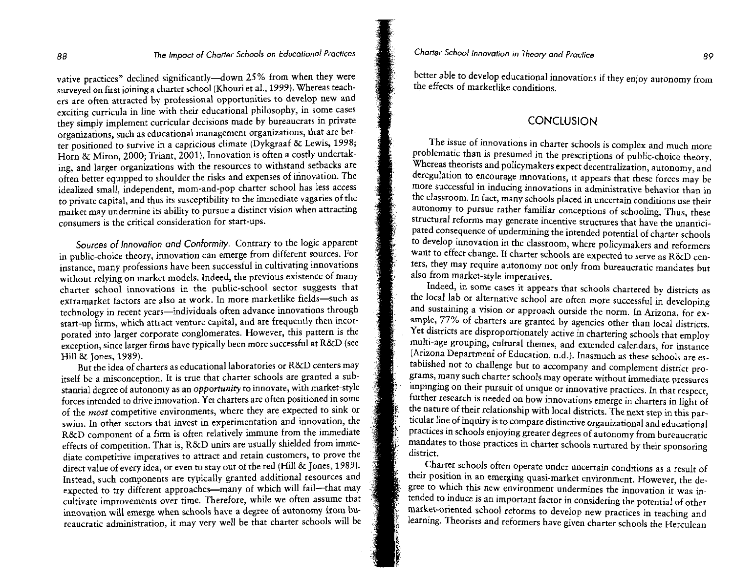vative practices" declined significantly—down 25% from when they were surveyed on first joining a charter school (Khouri et al., 1999). Whereas teachers are often attracted by professional opportunities to develop new and exciting curricula in line with their educational philosophy, in some cases they simply implement curricular decisions made by bureaucrats in private organizations, such as educational management organizations, that are better positioned to survive in a capricious climate (Dykgraaf & Lewis, 1998; Horn & Miron, 2000; Triant, 2001). Innovation is often a costly undertaking, and larger organizations with the resources to withstand setbacks are often better equipped to shoulder the risks and expenses of innovation. The idealized small, independent, mom-and-pop charter school has less access to private capital, and thus its susceptibility to the immediate vagaries of the market may undermine its ability to pursue a distinct vision when attracting consumers is the critical consideration for start-ups.

*Sources of Innovation and Conformity.* Contrary to the logic apparent in public-choice theory, innovation can emerge from different sources. For instance, many professions have been successful in cultivating innovations without relying on market models. Indeed, the previous existence of many charter school innovations in the public-school sector suggests that extramarket factors are also at work. In more marketlike fields—such as technology in recent years—individuals often advance innovations through start-up firms, which attract venture capital, and are frequently then incorporated into larger corporate conglomerates. However, this pattern is the exception, since larger firms have typically been more successful at R&D (see Hill & Jones, 1989).

But the idea of charters as educational laboratories or R&D centers may itself be a misconception. It is true that charter schools are granted a substantial degree of autonomy as an *opportunity* to innovate, with market-style forces intended to drive innovation. Yet charters are often positioned in some of the *most* competitive environments, where they are expected to sink or swim. In other sectors that invest in experimentation and innovation, the R&D component of a firm is often relatively immune from the immediate effects of competition. That is, R&D units are usually shielded from immediate competitive imperatives to attract and retain customers, to prove the direct value of every idea, or even to stay out of the red (Hill & Jones, 1989). Instead, such components are typically granted additional resources and expected to try different approaches—many of which will fail—that may cultivate improvements over time. Therefore, while we often assume that innovation will emerge when schools have a degree of autonomy from bureaucratic administration, it may very well be that charter schools will be better able to develop educational innovations if they enjoy autonomy from the effects of marketlike conditions.

## CONCLUSION

The issue of innovations in charter schools is complex and much more problematic than is presumed in the prescriptions of public-choice theory. Whereas theorists and policymakers expect decentralization, autonomy, and deregulation to encourage innovations, it appears that these forces may be more successful in inducing innovations in administrative behavior than in the classroom. In fact, many schools placed in uncertain conditions use their autonomy to pursue rather familiar conceptions of schooling. Thus, these structural reforms may generate incentive structures that have the unanticipated consequence of undermining the intended potential of charter schools to develop innovation in the classroom, where policymakers and reformers want to effect change. If charter schools are expected to serve as R&D centers, they may require autonomy not only from bureaucratic mandates but also from market-style imperatives.

Indeed, in some cases it appears that schools chartered by districts as the local lab or alternative school are often more successful in developing and sustaining a vision or approach outside the norm. In Arizona, for example, 77% of charters are granted by agencies other than local districts. Yet districts are disproportionately active in chartering schools that employ multi-age grouping, cultural themes, and extended calendars, for instance (Arizona Department of Education, n.d.). Inasmuch as these schools are established not to challenge but to accompany and complement district programs, many such charter schools may operate without immediate pressures impinging on their pursuit of unique or innovative practices. In that respect, further research is needed on how innovations emerge in charters in light of the nature of their relationship with local districts. The next step in this particular line of inquiry is to compare distinctive organizational and educational practices in schools enjoying greater degrees of autonomy from bureaucratic mandates to those practices in charter schools nurtured by their sponsoring district.

Charter schools often operate under uncertain conditions as a result of their position in an emerging quasi-market environment. However, the degree to which this new environment undermines the innovation it was intended to induce is an important factor in considering the potential of other market-oriented school reforms to develop new practices in teaching and learning. Theorists and reformers have given charter schools the Herculean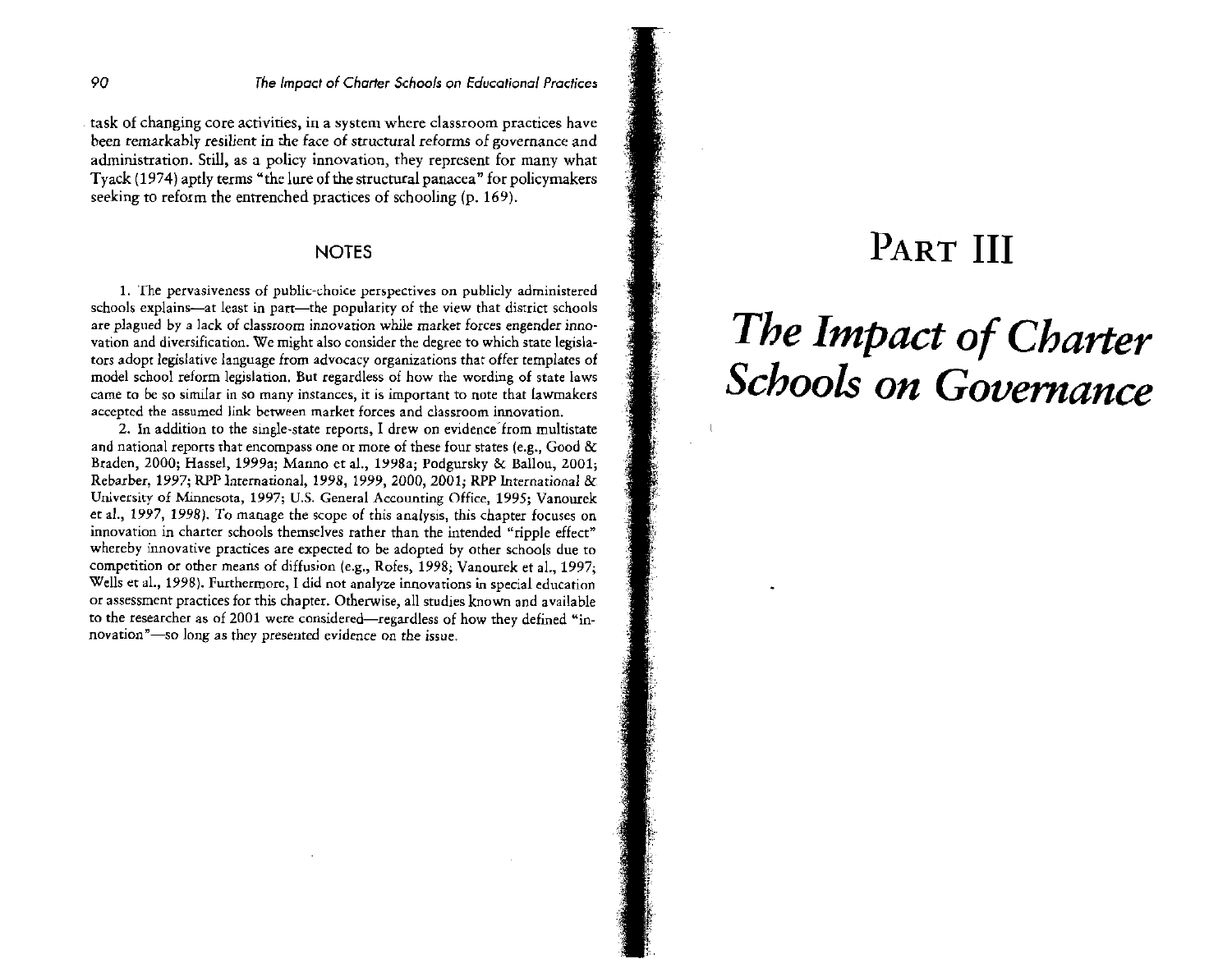task of changing core activities, in a system where classroom practices have been remarkably resilient in the face of structural reforms of governance and administration. Still, as a policy innovation, they represent for many what Tyack (1974) aptly terms "the lure of the structural panacea" for policymakers seeking to reform the entrenched practices of schooling (p. 169).

## NOTES

1. The pervasiveness of public-choice perspectives on publicly administered schools explains—at least in part—the popularity of the view that district schools are plagued by a lack of classroom innovation while market forces engender innovation and diversification. We might also consider the degree to which state legislators adopt legislative language from advocacy organizations that offer templates of model school reform legislation. But regardless of how the wording of state laws came to be so similar in so many instances, it is important to note that lawmakers accepted the assumed link between market forces and classroom innovation.

2. In addition to the single-state reports, I drew on evidence from multistate and national reports that encompass one or more of these four states (e.g., Good & Braden, 2000; Hassel, 1999a; Manno et al., 1998a; Podgursky & Ballou, 2001; Rebarber, 1997; RPP International, 1998, 1999, 2000, 2001; RPP International & University of Minnesota, 1997; U.S. General Accounting Office, 1995; Vanourek et al., 1997, 1998). To manage the scope of this analysis, this chapter focuses on innovation in charter schools themselves rather than the intended "ripple effect" whereby innovative practices are expected to be adopted by other schools due to competition or other means of diffusion (e.g., Rofes, 1998; Vanourek et al., 1997; Wells et al., 1998). Furthermore, I did not analyze innovations in special education or assessment practices for this chapter. Otherwise, all studies known and available to the researcher as of 2001 were considered—regardless of how they defined "innovation"—so long as they presented evidence on the issue.

# PART III

# *The Impact of Charter Schools on Governance*